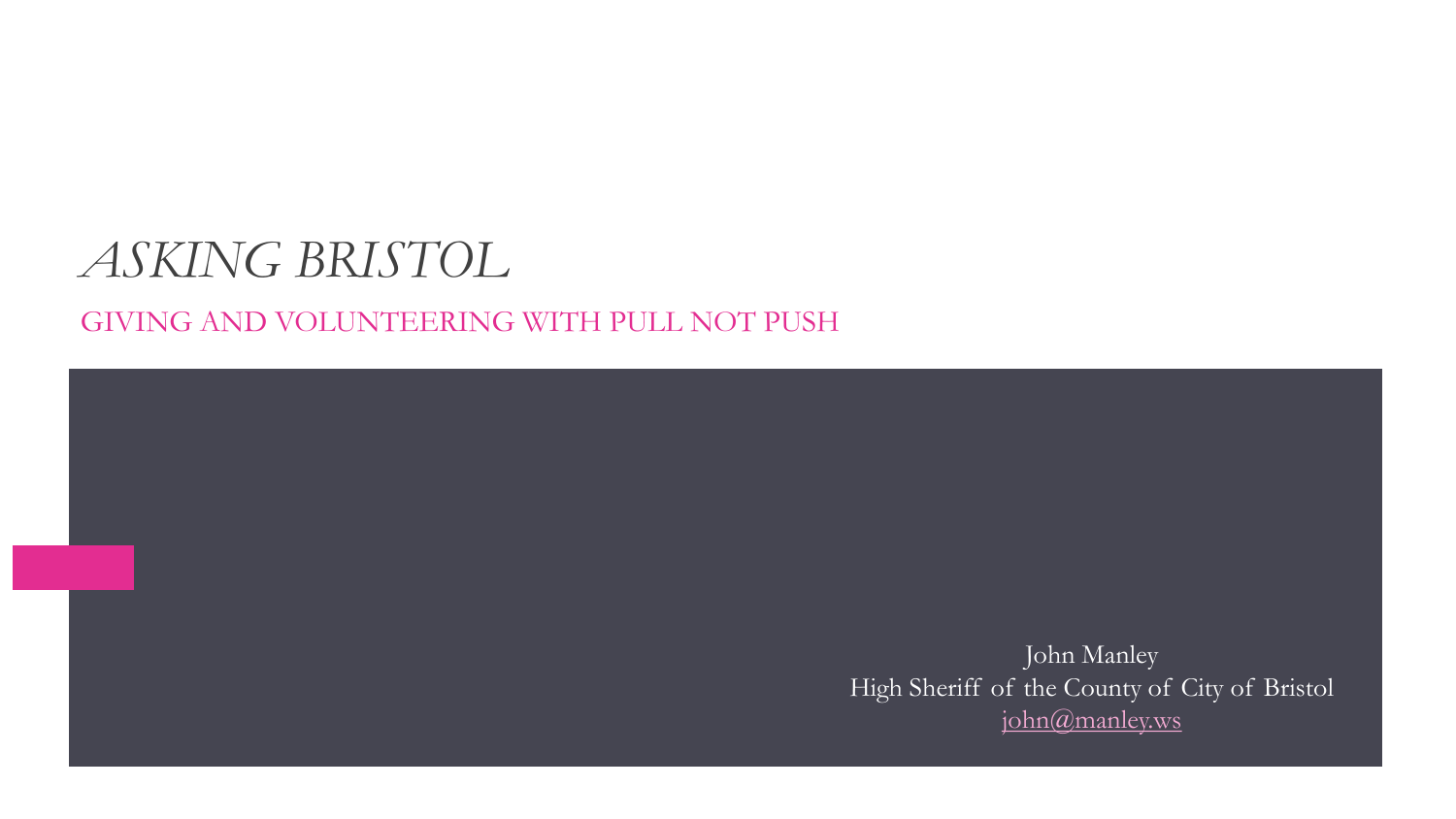# *ASKING BRISTOL*

GIVING AND VOLUNTEERING WITH PULL NOT PUSH

John Manley
High Sheriff of the County of City of Bristol
john@manley.ws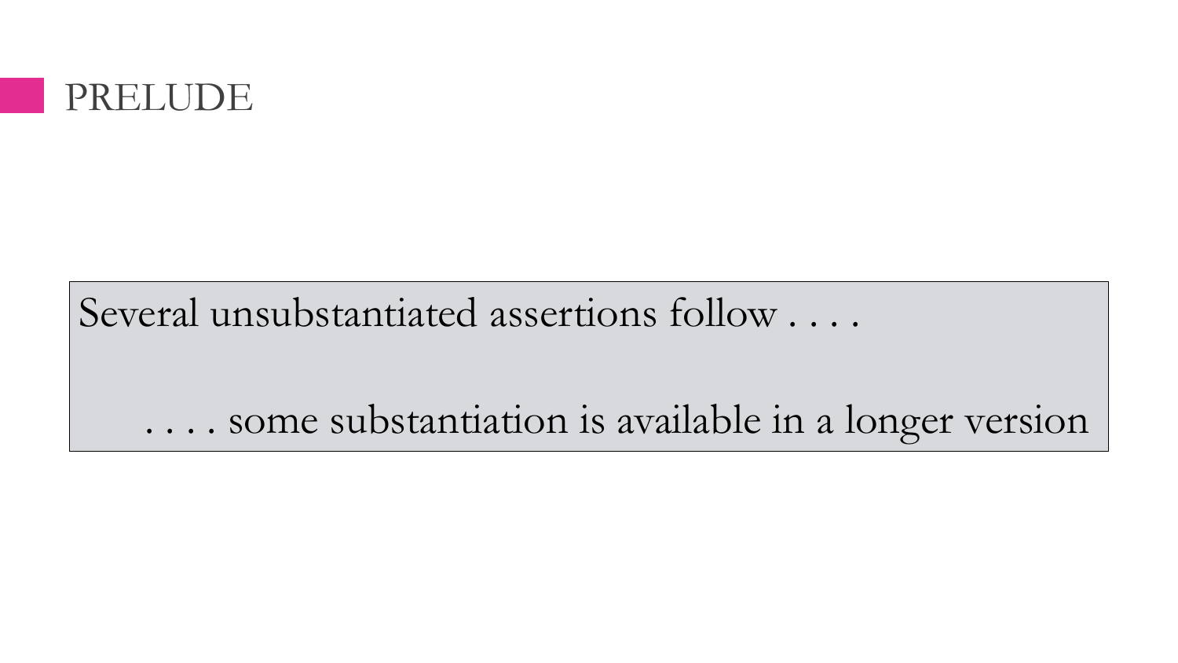# PRELUDE

Several unsubstantiated assertions follow . . . .

. . . . some substantiation is available in a longer version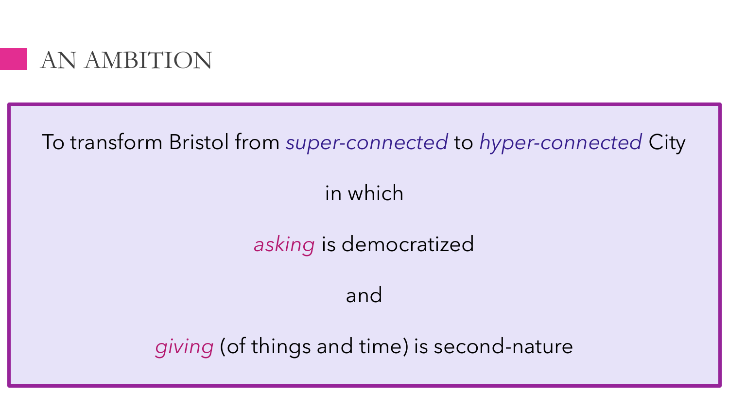# AN AMBITION

To transform Bristol from *super-connected* to *hyper-connected* City

in which

*asking* is democratized

and

*giving* (of things and time) is second-nature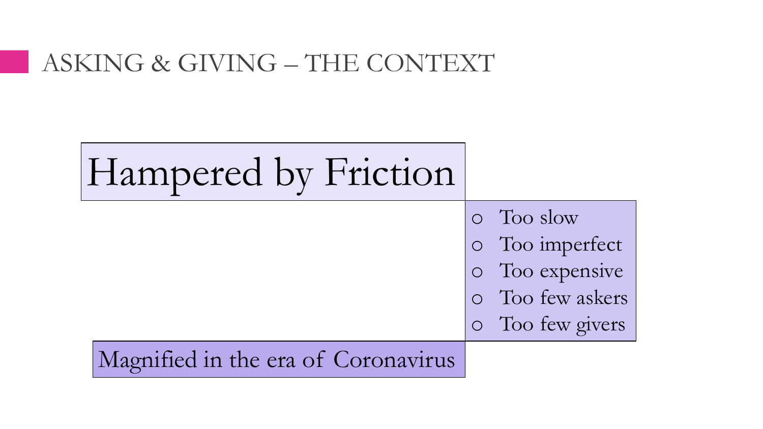## ASKING & GIVING – THE CONTEXT

### Hampered by Friction

- Too slow
- Too imperfect
- Too expensive
- Too few askers
- Too few givers

Magnified in the era of Coronavirus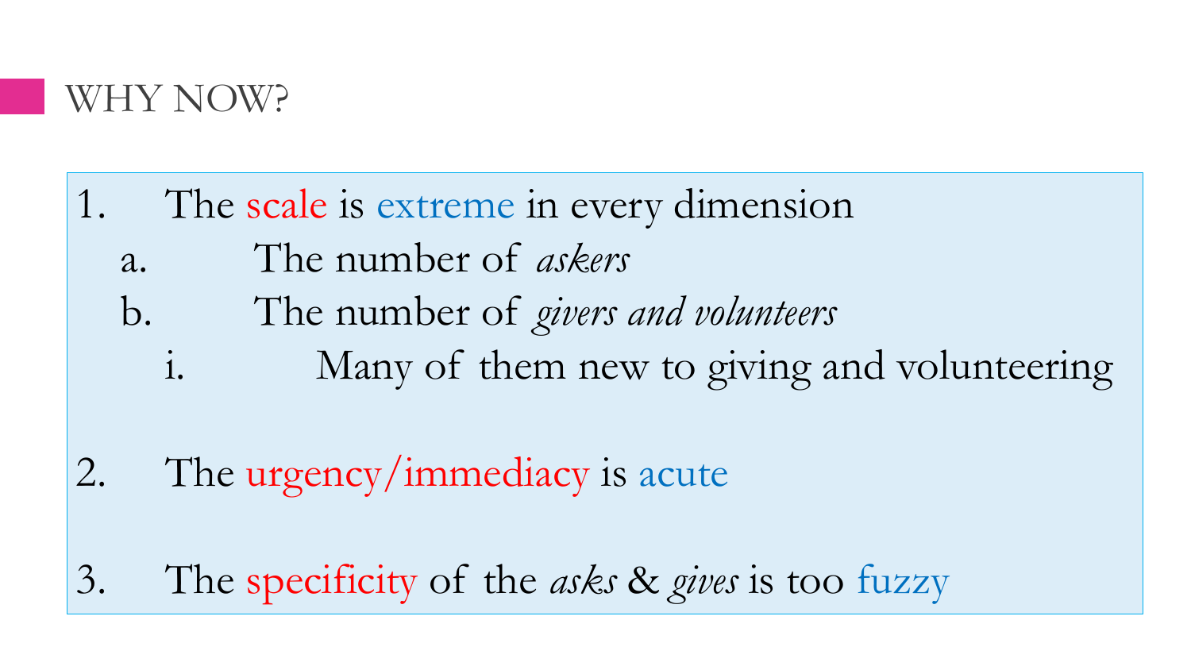## WHY NOW?

1. The scale is extreme in every dimension
   a. The number of *askers*
   b. The number of *givers and volunteers*
      i. Many of them new to giving and volunteering

2. The urgency/immediacy is acute

3. The specificity of the *asks* & *gives* is too fuzzy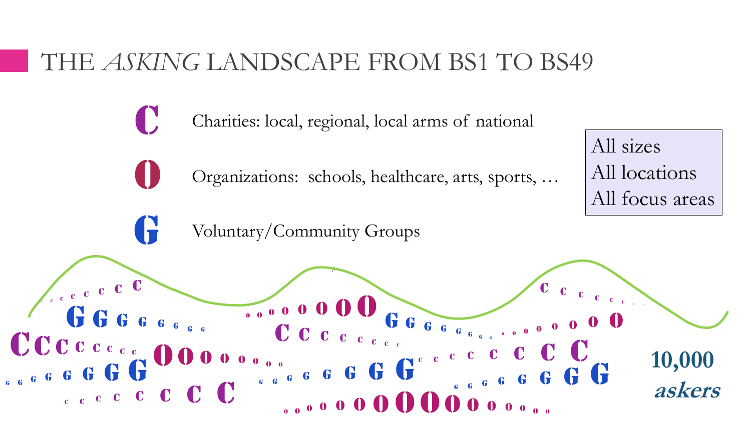# THE *ASKING* LANDSCAPE FROM BS1 TO BS49

- **C** Charities: local, regional, local arms of national
- **O** Organizations: schools, healthcare, arts, sports, …
- **G** Voluntary/Community Groups

All sizes
All locations
All focus areas

**10,000 *askers***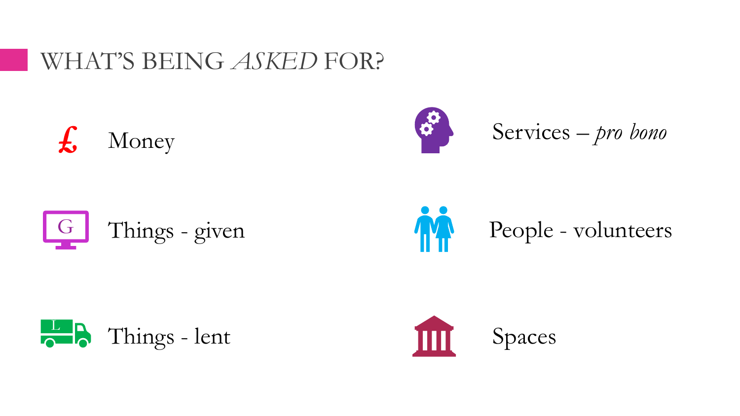# WHAT'S BEING *ASKED* FOR?

- £ Money
- Things - given
- Things - lent
- Services – *pro bono*
- People - volunteers
- Spaces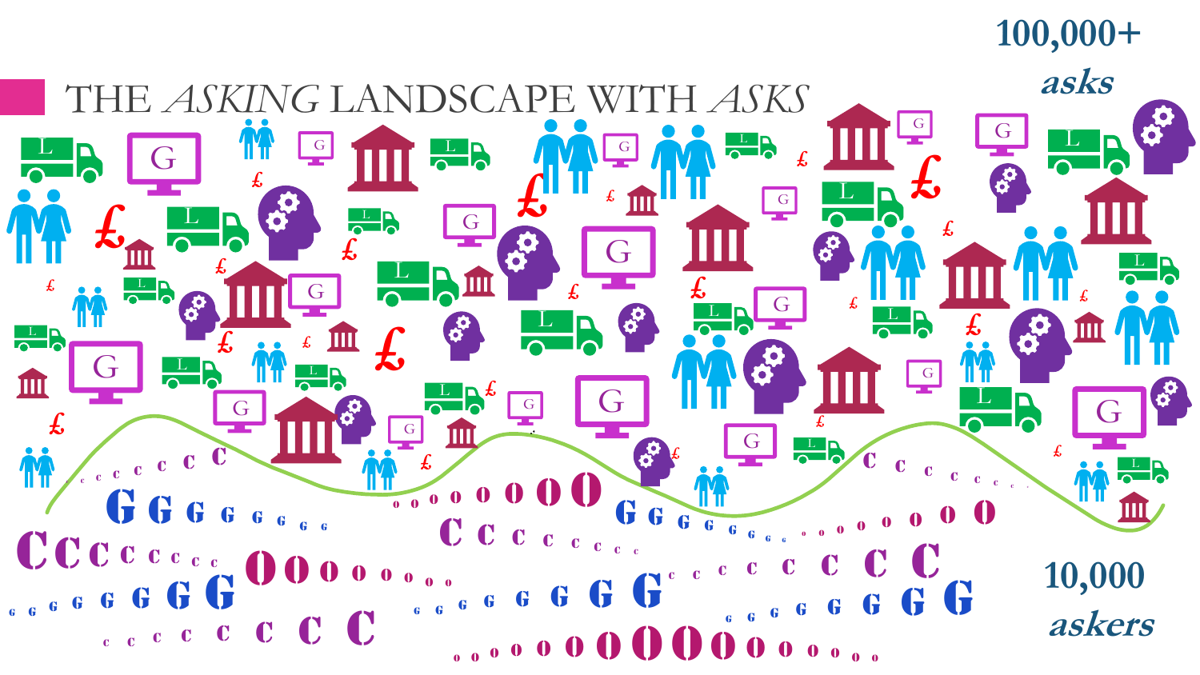# THE *ASKING* LANDSCAPE WITH *ASKS*

**100,000+ *asks***

**10,000 *askers***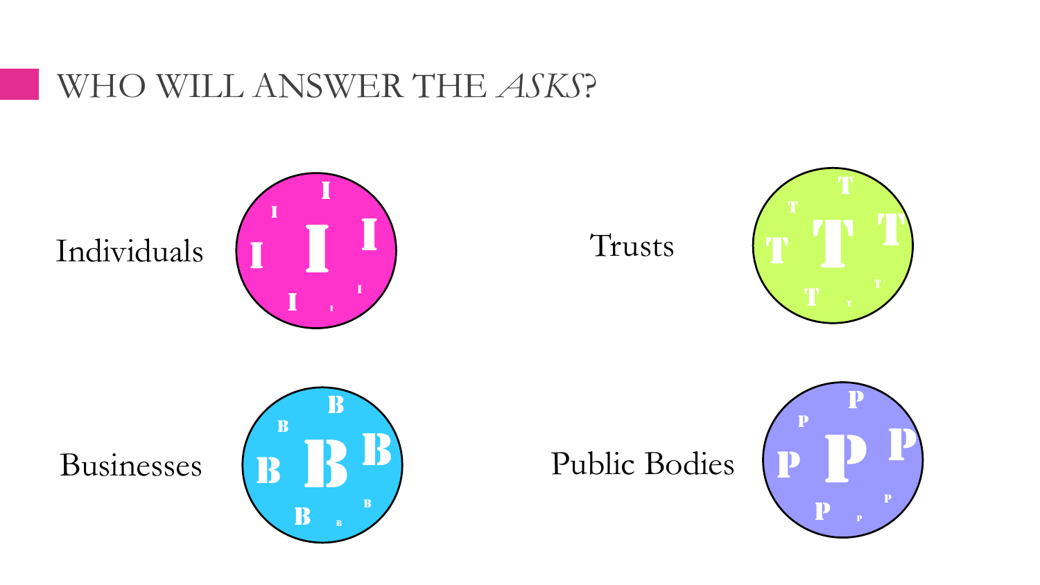# WHO WILL ANSWER THE *ASKS*?

Individuals

Trusts

Businesses

Public Bodies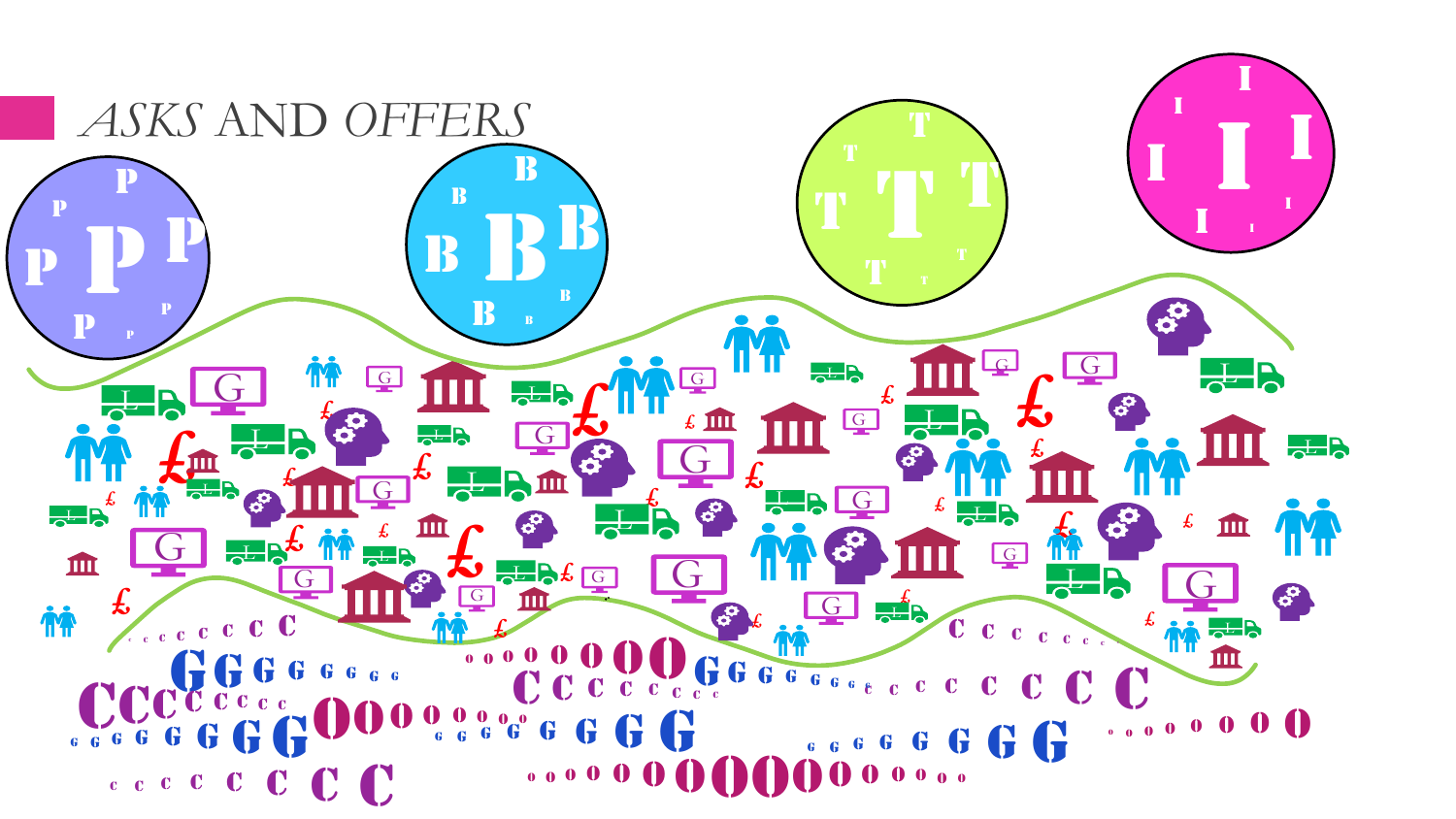# ASKS AND OFFERS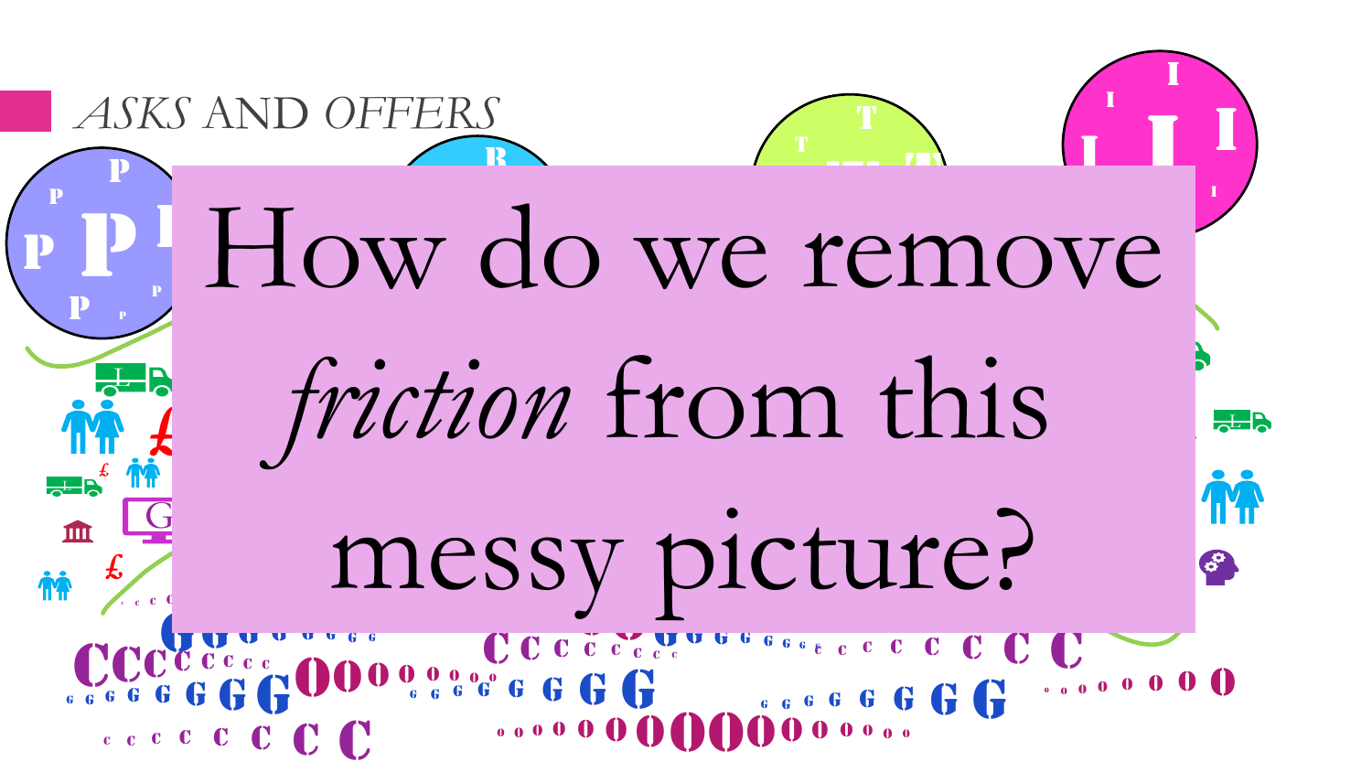# ASKS AND OFFERS

How do we remove *friction* from this messy picture?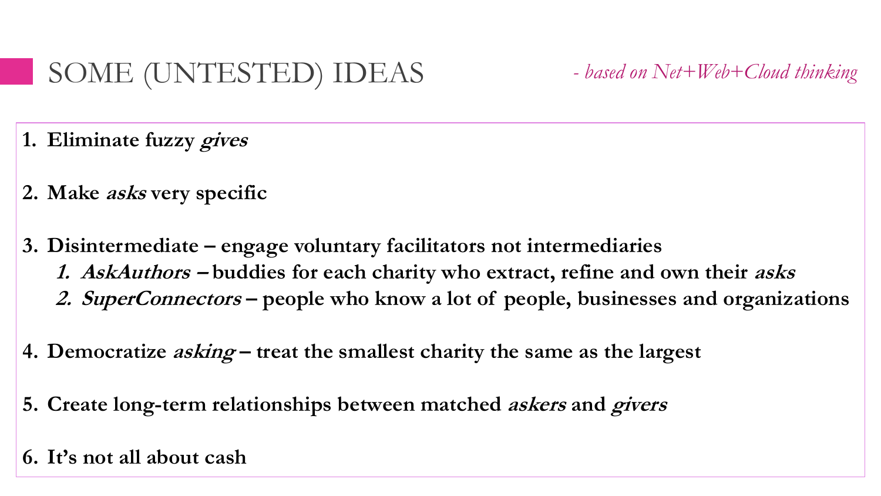# SOME (UNTESTED) IDEAS

*- based on Net+Web+Cloud thinking*

1. **Eliminate fuzzy *gives***

2. **Make *asks* very specific**

3. **Disintermediate – engage voluntary facilitators not intermediaries**
   1. ***AskAuthors* – buddies for each charity who extract, refine and own their *asks***
   2. ***SuperConnectors* – people who know a lot of people, businesses and organizations**

4. **Democratize *asking* – treat the smallest charity the same as the largest**

5. **Create long-term relationships between matched *askers* and *givers***

6. **It's not all about cash**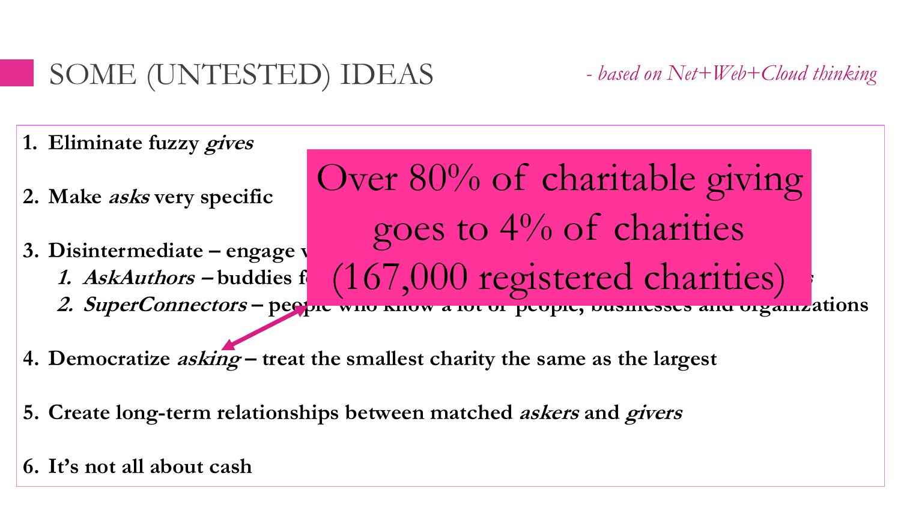# SOME (UNTESTED) IDEAS

*- based on Net+Web+Cloud thinking*

1. **Eliminate fuzzy *gives***
2. **Make *asks* very specific**
3. **Disintermediate – engage v**
   1. ***AskAuthors* – buddies f**
   2. ***SuperConnectors* – people who know a lot of people, businesses and organizations**
4. **Democratize *asking* – treat the smallest charity the same as the largest**
5. **Create long-term relationships between matched *askers* and *givers***
6. **It's not all about cash**

Over 80% of charitable giving goes to 4% of charities (167,000 registered charities)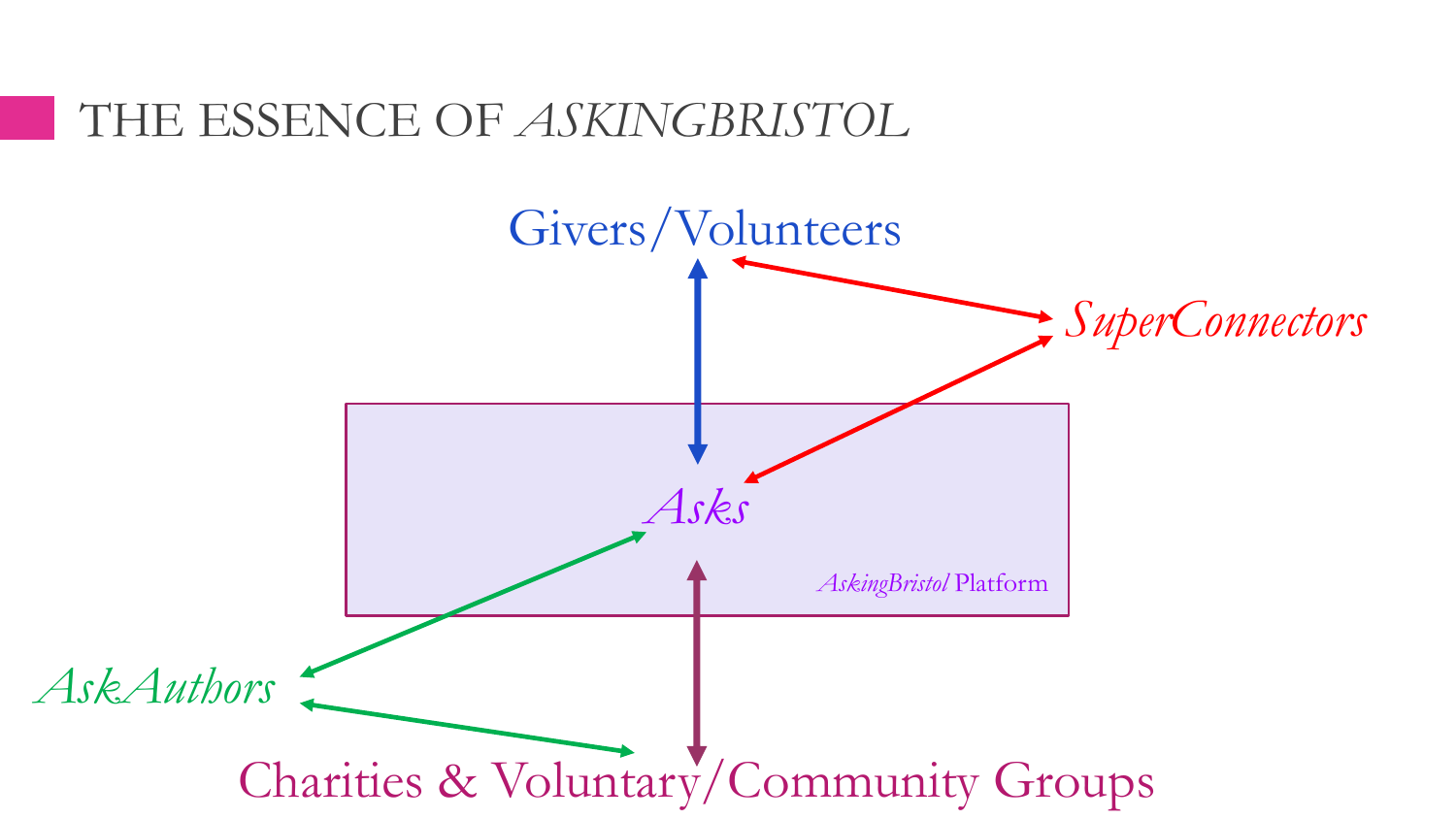# THE ESSENCE OF *ASKINGBRISTOL*

Givers/Volunteers

*SuperConnectors*

*Asks*

*AskingBristol* Platform

*AskAuthors*

Charities & Voluntary/Community Groups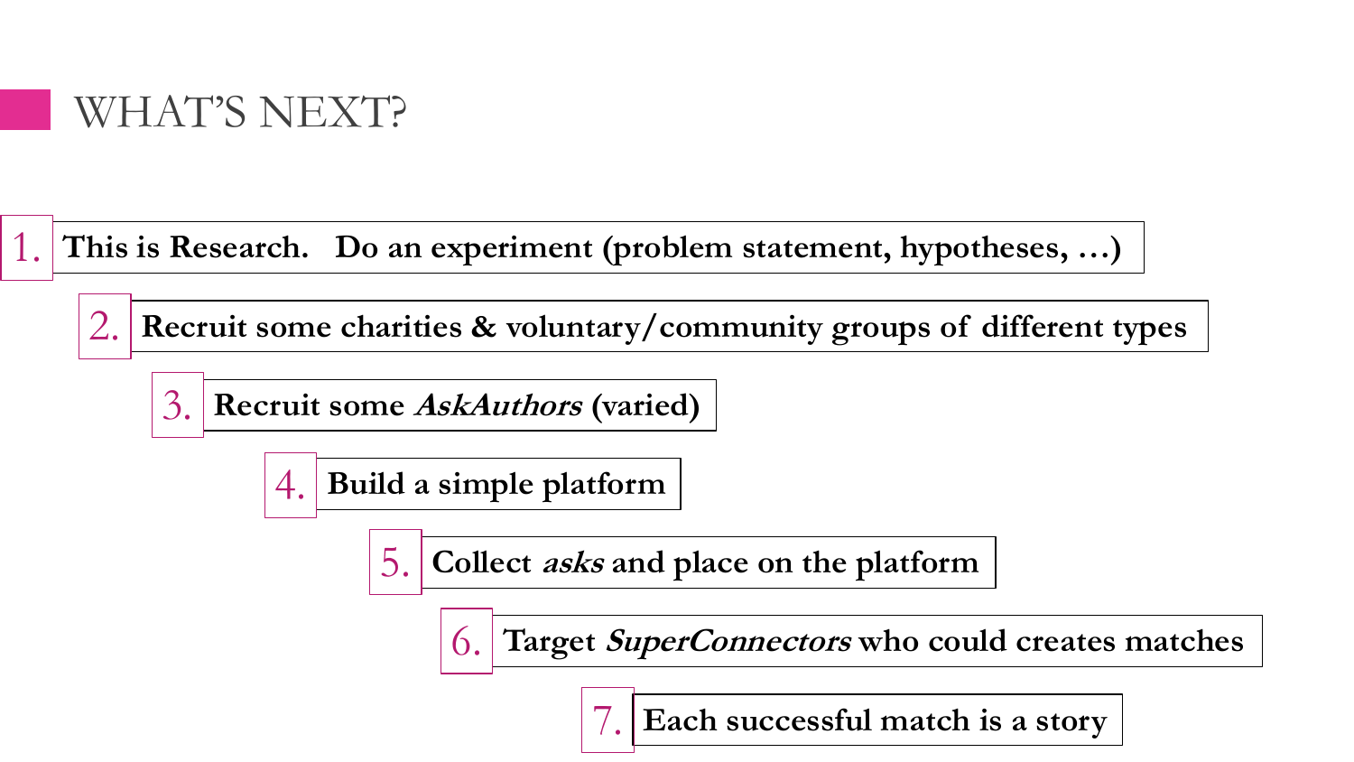# WHAT'S NEXT?

1. **This is Research. Do an experiment (problem statement, hypotheses, …)**
2. **Recruit some charities & voluntary/community groups of different types**
3. **Recruit some *AskAuthors* (varied)**
4. **Build a simple platform**
5. **Collect *asks* and place on the platform**
6. **Target *SuperConnectors* who could creates matches**
7. **Each successful match is a story**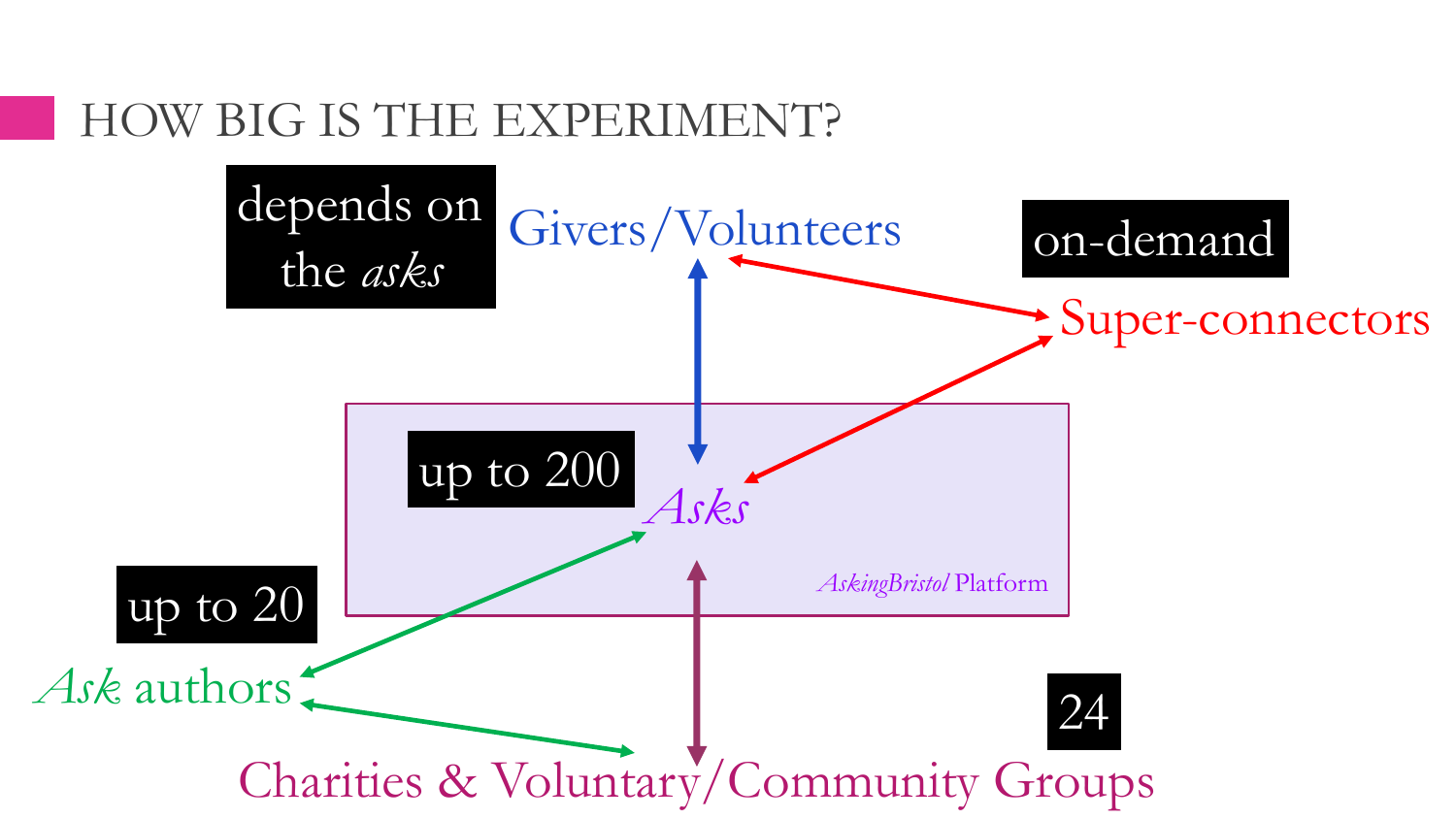## HOW BIG IS THE EXPERIMENT?

depends on the *asks*

Givers/Volunteers

on-demand

Super-connectors

up to 200

*Asks*

*AskingBristol* Platform

up to 20

*Ask* authors

24

Charities & Voluntary/Community Groups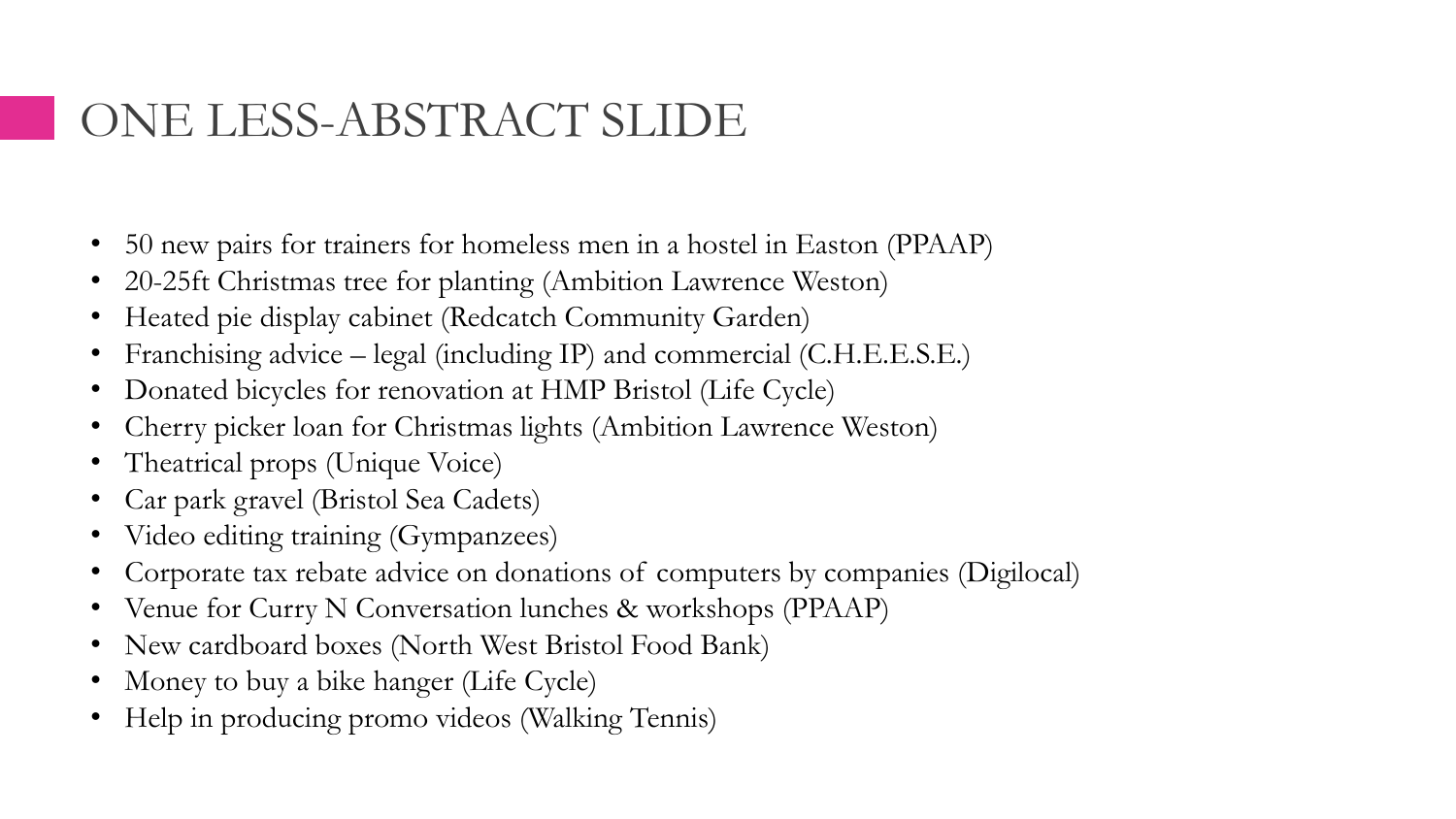# ONE LESS-ABSTRACT SLIDE

- 50 new pairs for trainers for homeless men in a hostel in Easton (PPAAP)
- 20-25ft Christmas tree for planting (Ambition Lawrence Weston)
- Heated pie display cabinet (Redcatch Community Garden)
- Franchising advice – legal (including IP) and commercial (C.H.E.E.S.E.)
- Donated bicycles for renovation at HMP Bristol (Life Cycle)
- Cherry picker loan for Christmas lights (Ambition Lawrence Weston)
- Theatrical props (Unique Voice)
- Car park gravel (Bristol Sea Cadets)
- Video editing training (Gympanzees)
- Corporate tax rebate advice on donations of computers by companies (Digilocal)
- Venue for Curry N Conversation lunches & workshops (PPAAP)
- New cardboard boxes (North West Bristol Food Bank)
- Money to buy a bike hanger (Life Cycle)
- Help in producing promo videos (Walking Tennis)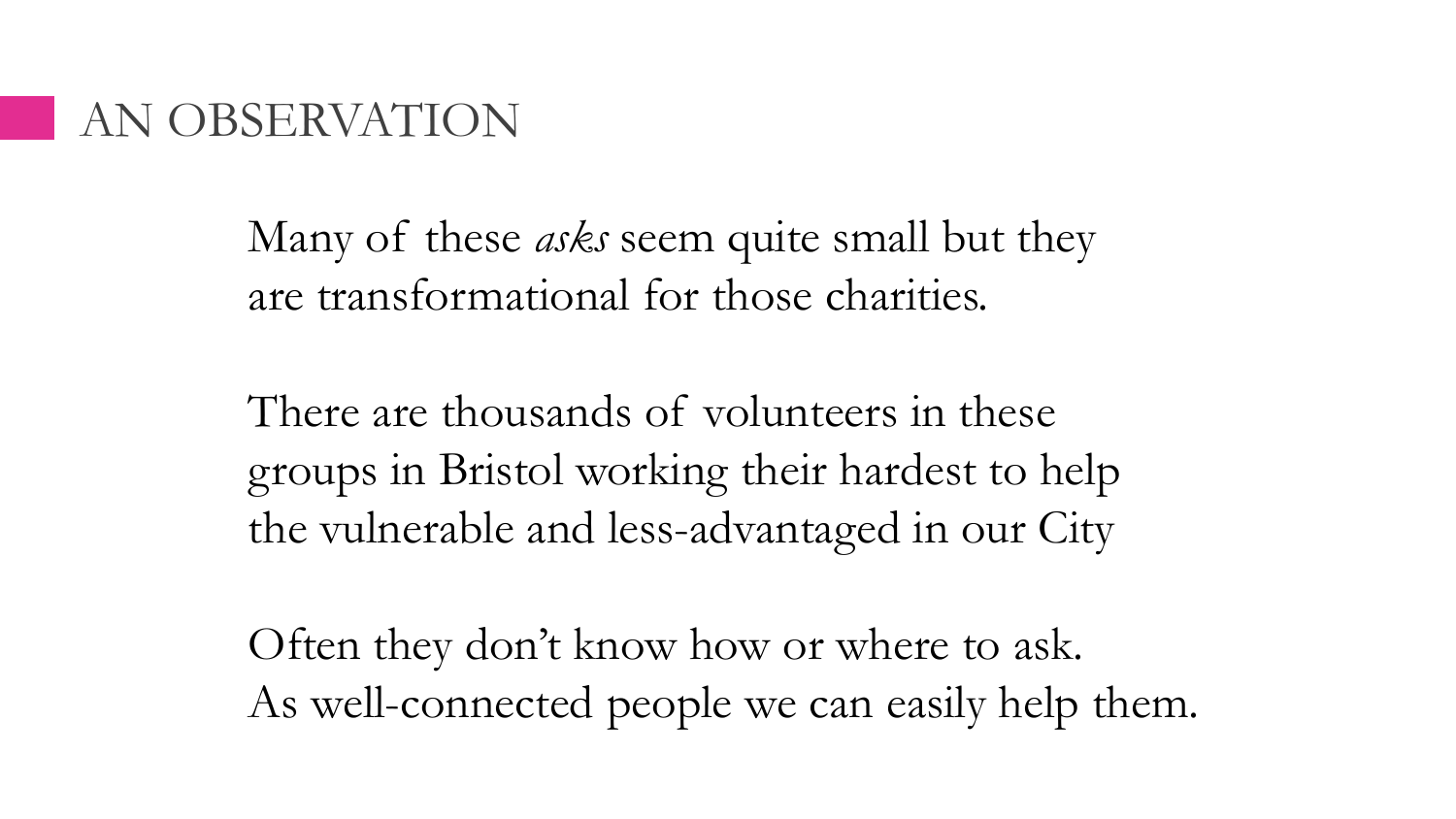# AN OBSERVATION

Many of these *asks* seem quite small but they are transformational for those charities.

There are thousands of volunteers in these groups in Bristol working their hardest to help the vulnerable and less-advantaged in our City

Often they don't know how or where to ask.
As well-connected people we can easily help them.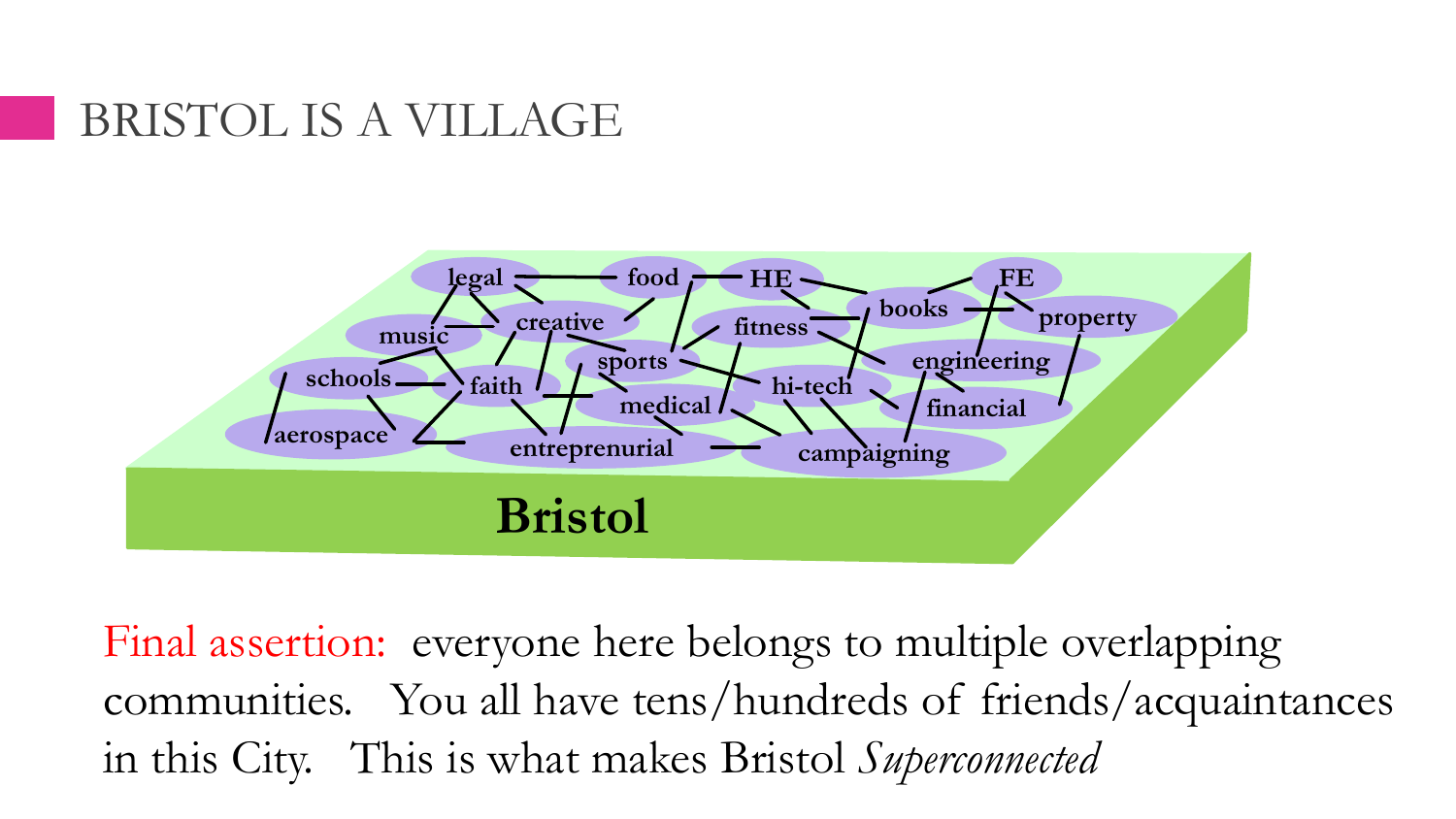## BRISTOL IS A VILLAGE

legal, food, HE, FE, books, property, creative, fitness, music, sports, engineering, schools, faith, hi-tech, medical, financial, aerospace, entreprenurial, campaigning

**Bristol**

Final assertion: everyone here belongs to multiple overlapping communities. You all have tens/hundreds of friends/acquaintances in this City. This is what makes Bristol *Superconnected*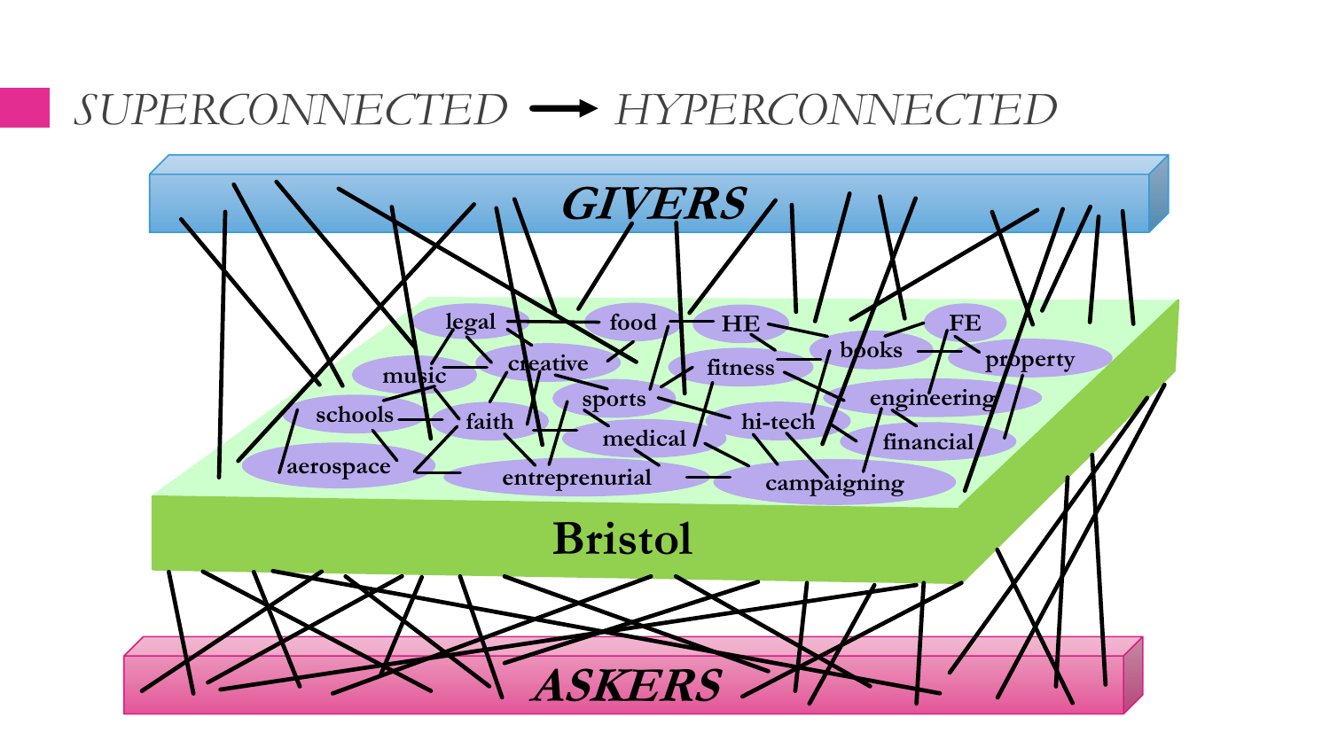# SUPERCONNECTED → HYPERCONNECTED

**GIVERS**

legal, food, HE, FE, music, creative, fitness, books, property, schools, faith, sports, engineering, hi-tech, medical, financial, aerospace, entreprenurial, campaigning

**Bristol**

**ASKERS**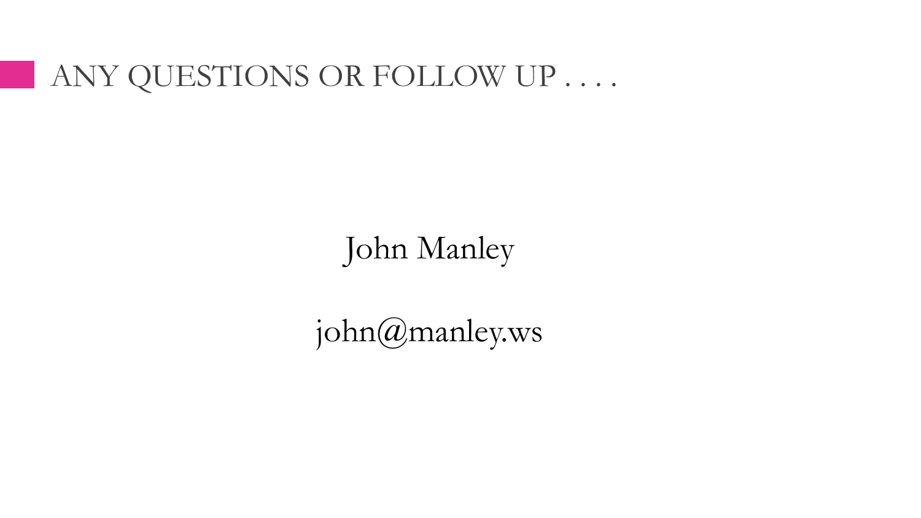# ANY QUESTIONS OR FOLLOW UP . . . .

John Manley

john@manley.ws